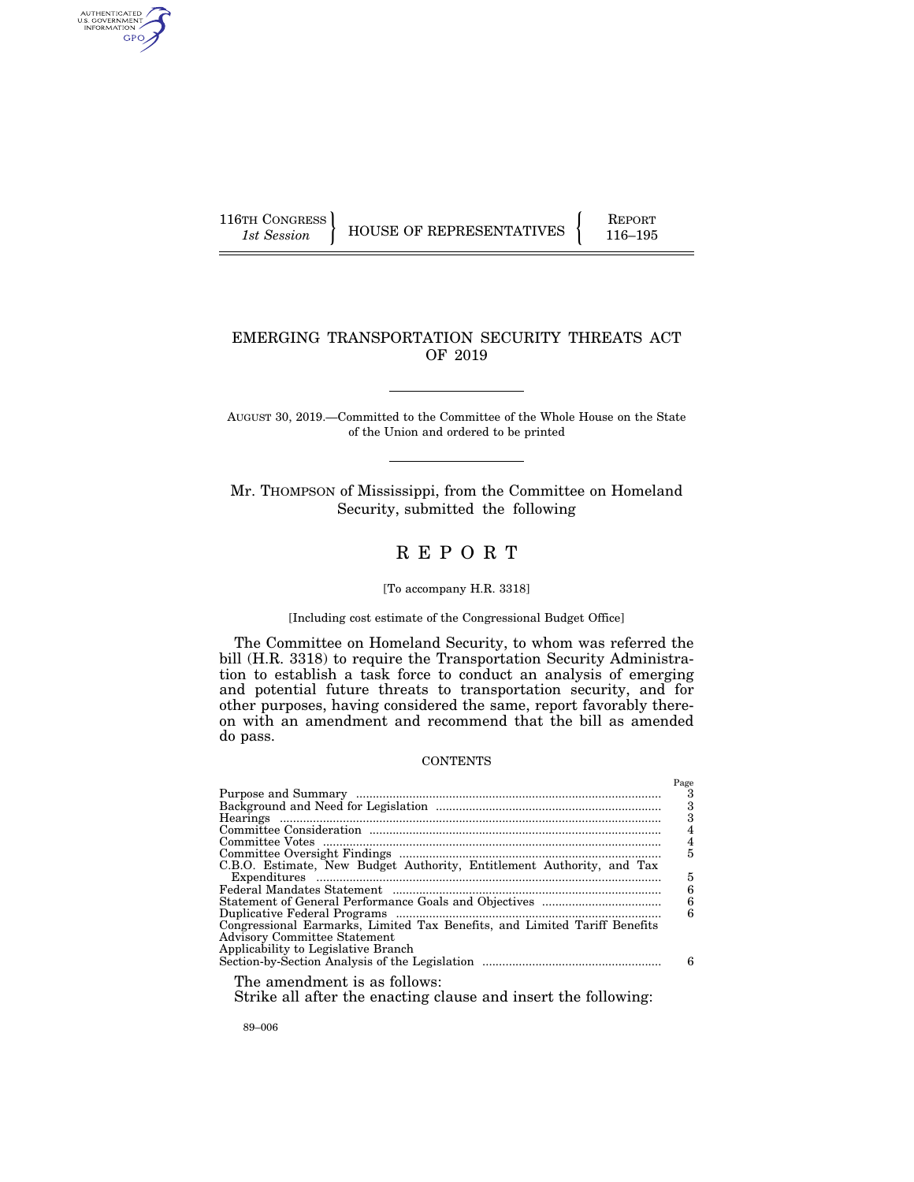116TH CONGRESS
*1st Session*

HOUSE OF REPRESENTATIVES

REPORT
116–195

# EMERGING TRANSPORTATION SECURITY THREATS ACT OF 2019

AUGUST 30, 2019.—Committed to the Committee of the Whole House on the State of the Union and ordered to be printed

Mr. THOMPSON of Mississippi, from the Committee on Homeland Security, submitted the following

# R E P O R T

[To accompany H.R. 3318]

[Including cost estimate of the Congressional Budget Office]

The Committee on Homeland Security, to whom was referred the bill (H.R. 3318) to require the Transportation Security Administration to establish a task force to conduct an analysis of emerging and potential future threats to transportation security, and for other purposes, having considered the same, report favorably thereon with an amendment and recommend that the bill as amended do pass.

CONTENTS

| | Page |
|---|---|
| Purpose and Summary | 3 |
| Background and Need for Legislation | 3 |
| Hearings | 3 |
| Committee Consideration | 4 |
| Committee Votes | 4 |
| Committee Oversight Findings | 5 |
| C.B.O. Estimate, New Budget Authority, Entitlement Authority, and Tax Expenditures | 5 |
| Federal Mandates Statement | 6 |
| Statement of General Performance Goals and Objectives | 6 |
| Duplicative Federal Programs | 6 |
| Congressional Earmarks, Limited Tax Benefits, and Limited Tariff Benefits | |
| Advisory Committee Statement | |
| Applicability to Legislative Branch | |
| Section-by-Section Analysis of the Legislation | 6 |

The amendment is as follows:

Strike all after the enacting clause and insert the following:

89–006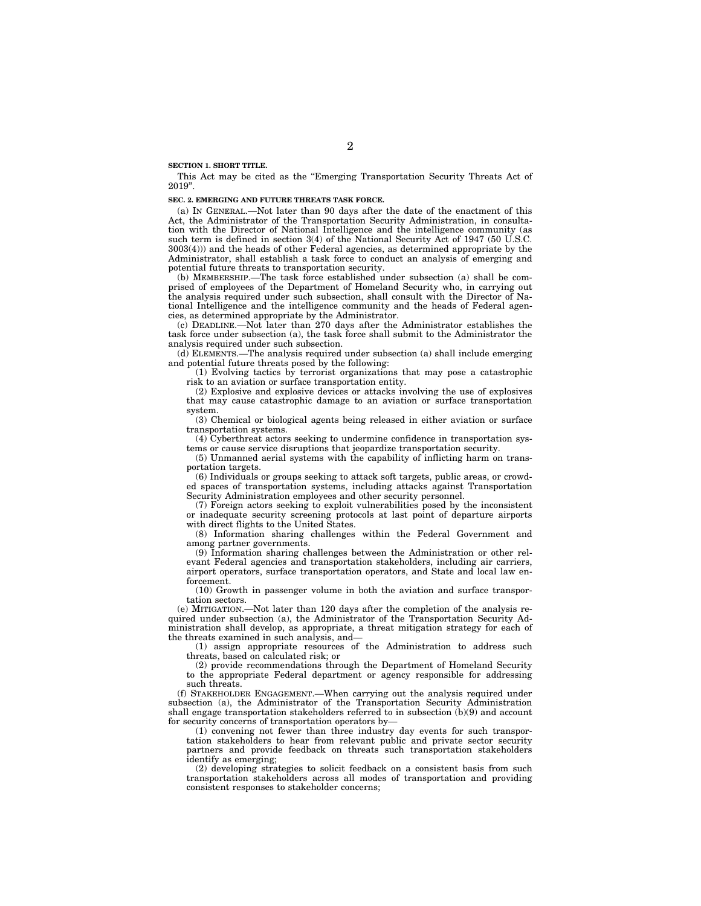**SECTION 1. SHORT TITLE.**

This Act may be cited as the "Emerging Transportation Security Threats Act of 2019".

**SEC. 2. EMERGING AND FUTURE THREATS TASK FORCE.**

(a) IN GENERAL.—Not later than 90 days after the date of the enactment of this Act, the Administrator of the Transportation Security Administration, in consultation with the Director of National Intelligence and the intelligence community (as such term is defined in section 3(4) of the National Security Act of 1947 (50 U.S.C. 3003(4))) and the heads of other Federal agencies, as determined appropriate by the Administrator, shall establish a task force to conduct an analysis of emerging and potential future threats to transportation security.

(b) MEMBERSHIP.—The task force established under subsection (a) shall be comprised of employees of the Department of Homeland Security who, in carrying out the analysis required under such subsection, shall consult with the Director of National Intelligence and the intelligence community and the heads of Federal agencies, as determined appropriate by the Administrator.

(c) DEADLINE.—Not later than 270 days after the Administrator establishes the task force under subsection (a), the task force shall submit to the Administrator the analysis required under such subsection.

(d) ELEMENTS.—The analysis required under subsection (a) shall include emerging and potential future threats posed by the following:

(1) Evolving tactics by terrorist organizations that may pose a catastrophic risk to an aviation or surface transportation entity.

(2) Explosive and explosive devices or attacks involving the use of explosives that may cause catastrophic damage to an aviation or surface transportation system.

(3) Chemical or biological agents being released in either aviation or surface transportation systems.

(4) Cyberthreat actors seeking to undermine confidence in transportation systems or cause service disruptions that jeopardize transportation security.

(5) Unmanned aerial systems with the capability of inflicting harm on transportation targets.

(6) Individuals or groups seeking to attack soft targets, public areas, or crowded spaces of transportation systems, including attacks against Transportation Security Administration employees and other security personnel.

(7) Foreign actors seeking to exploit vulnerabilities posed by the inconsistent or inadequate security screening protocols at last point of departure airports with direct flights to the United States.

(8) Information sharing challenges within the Federal Government and among partner governments.

(9) Information sharing challenges between the Administration or other relevant Federal agencies and transportation stakeholders, including air carriers, airport operators, surface transportation operators, and State and local law enforcement.

(10) Growth in passenger volume in both the aviation and surface transportation sectors.

(e) MITIGATION.—Not later than 120 days after the completion of the analysis required under subsection (a), the Administrator of the Transportation Security Administration shall develop, as appropriate, a threat mitigation strategy for each of the threats examined in such analysis, and—

(1) assign appropriate resources of the Administration to address such threats, based on calculated risk; or

(2) provide recommendations through the Department of Homeland Security to the appropriate Federal department or agency responsible for addressing such threats.

(f) STAKEHOLDER ENGAGEMENT.—When carrying out the analysis required under subsection (a), the Administrator of the Transportation Security Administration shall engage transportation stakeholders referred to in subsection (b)(9) and account for security concerns of transportation operators by—

(1) convening not fewer than three industry day events for such transportation stakeholders to hear from relevant public and private sector security partners and provide feedback on threats such transportation stakeholders identify as emerging;

(2) developing strategies to solicit feedback on a consistent basis from such transportation stakeholders across all modes of transportation and providing consistent responses to stakeholder concerns;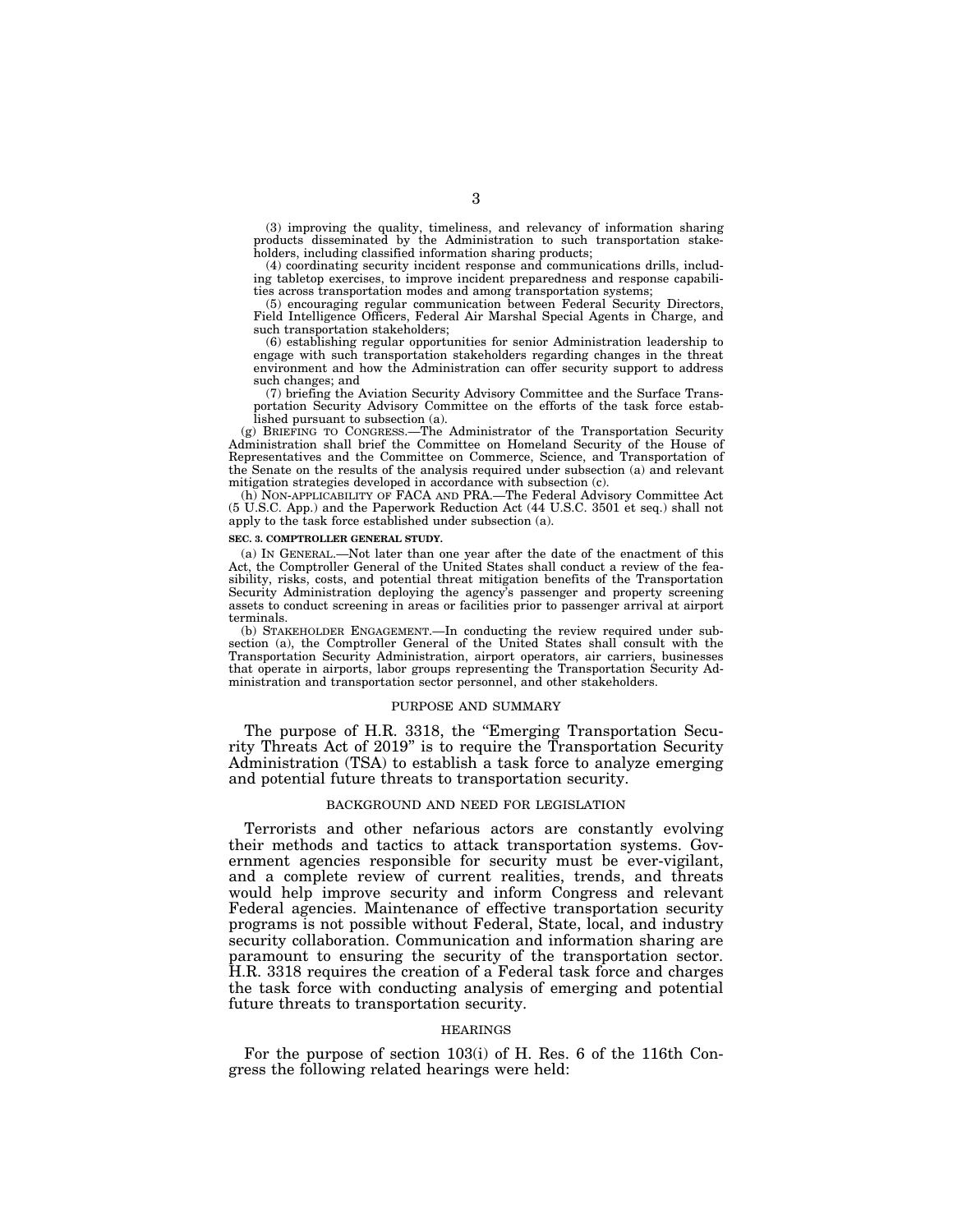(3) improving the quality, timeliness, and relevancy of information sharing products disseminated by the Administration to such transportation stakeholders, including classified information sharing products;

(4) coordinating security incident response and communications drills, including tabletop exercises, to improve incident preparedness and response capabilities across transportation modes and among transportation systems;

(5) encouraging regular communication between Federal Security Directors, Field Intelligence Officers, Federal Air Marshal Special Agents in Charge, and such transportation stakeholders;

(6) establishing regular opportunities for senior Administration leadership to engage with such transportation stakeholders regarding changes in the threat environment and how the Administration can offer security support to address such changes; and

(7) briefing the Aviation Security Advisory Committee and the Surface Transportation Security Advisory Committee on the efforts of the task force established pursuant to subsection (a).

(g) BRIEFING TO CONGRESS.—The Administrator of the Transportation Security Administration shall brief the Committee on Homeland Security of the House of Representatives and the Committee on Commerce, Science, and Transportation of the Senate on the results of the analysis required under subsection (a) and relevant mitigation strategies developed in accordance with subsection (c).

(h) NON-APPLICABILITY OF FACA AND PRA.—The Federal Advisory Committee Act (5 U.S.C. App.) and the Paperwork Reduction Act (44 U.S.C. 3501 et seq.) shall not apply to the task force established under subsection (a).

**SEC. 3. COMPTROLLER GENERAL STUDY.**

(a) IN GENERAL.—Not later than one year after the date of the enactment of this Act, the Comptroller General of the United States shall conduct a review of the feasibility, risks, costs, and potential threat mitigation benefits of the Transportation Security Administration deploying the agency's passenger and property screening assets to conduct screening in areas or facilities prior to passenger arrival at airport terminals.

(b) STAKEHOLDER ENGAGEMENT.—In conducting the review required under subsection (a), the Comptroller General of the United States shall consult with the Transportation Security Administration, airport operators, air carriers, businesses that operate in airports, labor groups representing the Transportation Security Administration and transportation sector personnel, and other stakeholders.

## PURPOSE AND SUMMARY

The purpose of H.R. 3318, the "Emerging Transportation Security Threats Act of 2019" is to require the Transportation Security Administration (TSA) to establish a task force to analyze emerging and potential future threats to transportation security.

## BACKGROUND AND NEED FOR LEGISLATION

Terrorists and other nefarious actors are constantly evolving their methods and tactics to attack transportation systems. Government agencies responsible for security must be ever-vigilant, and a complete review of current realities, trends, and threats would help improve security and inform Congress and relevant Federal agencies. Maintenance of effective transportation security programs is not possible without Federal, State, local, and industry security collaboration. Communication and information sharing are paramount to ensuring the security of the transportation sector. H.R. 3318 requires the creation of a Federal task force and charges the task force with conducting analysis of emerging and potential future threats to transportation security.

## HEARINGS

For the purpose of section 103(i) of H. Res. 6 of the 116th Congress the following related hearings were held: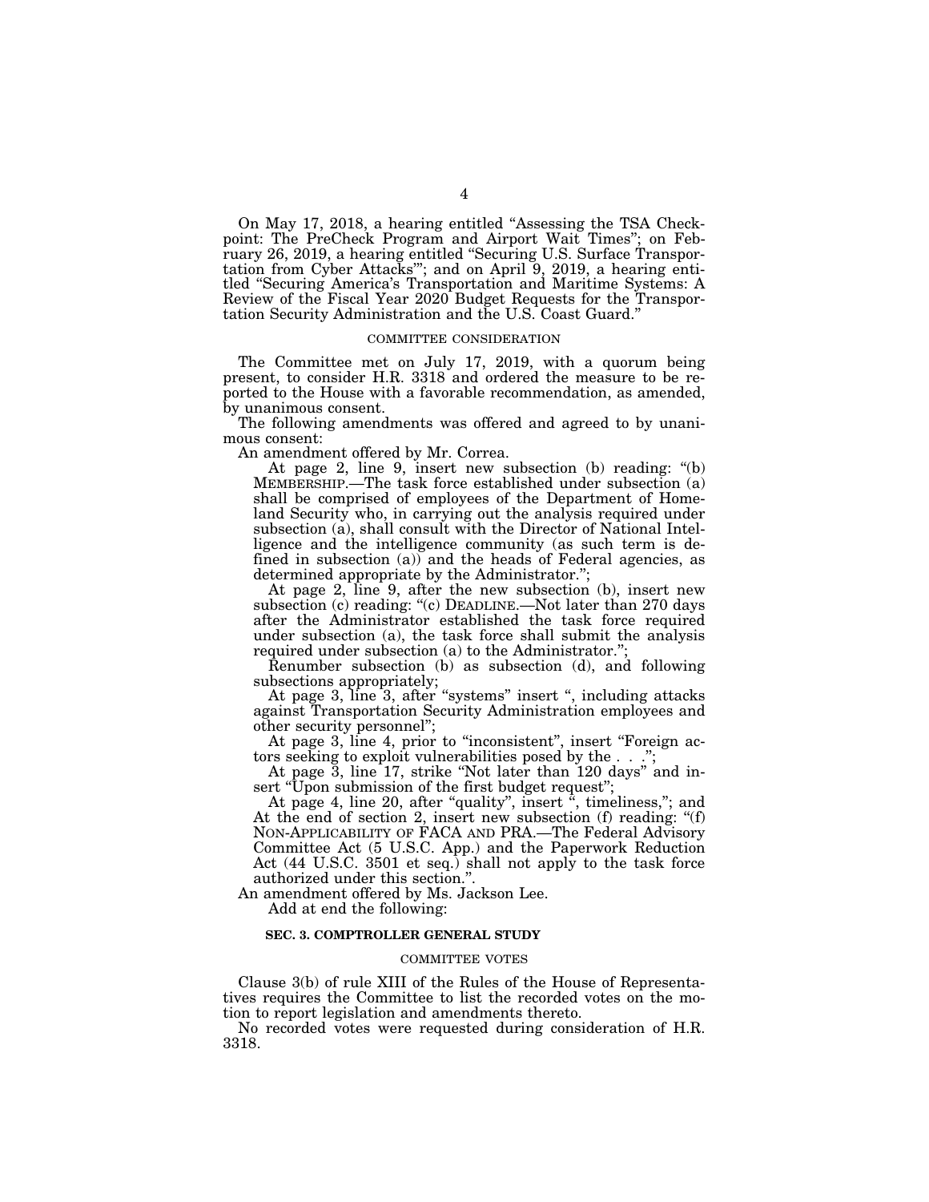On May 17, 2018, a hearing entitled "Assessing the TSA Checkpoint: The PreCheck Program and Airport Wait Times"; on February 26, 2019, a hearing entitled "Securing U.S. Surface Transportation from Cyber Attacks'"; and on April 9, 2019, a hearing entitled "Securing America's Transportation and Maritime Systems: A Review of the Fiscal Year 2020 Budget Requests for the Transportation Security Administration and the U.S. Coast Guard."

## COMMITTEE CONSIDERATION

The Committee met on July 17, 2019, with a quorum being present, to consider H.R. 3318 and ordered the measure to be reported to the House with a favorable recommendation, as amended, by unanimous consent.

The following amendments was offered and agreed to by unanimous consent:

An amendment offered by Mr. Correa.

> At page 2, line 9, insert new subsection (b) reading: "(b) MEMBERSHIP.—The task force established under subsection (a) shall be comprised of employees of the Department of Homeland Security who, in carrying out the analysis required under subsection (a), shall consult with the Director of National Intelligence and the intelligence community (as such term is defined in subsection (a)) and the heads of Federal agencies, as determined appropriate by the Administrator.";
>
> At page 2, line 9, after the new subsection (b), insert new subsection (c) reading: "(c) DEADLINE.—Not later than 270 days after the Administrator established the task force required under subsection (a), the task force shall submit the analysis required under subsection (a) to the Administrator.";
>
> Renumber subsection (b) as subsection (d), and following subsections appropriately;
>
> At page 3, line 3, after "systems" insert ", including attacks against Transportation Security Administration employees and other security personnel";
>
> At page 3, line 4, prior to "inconsistent", insert "Foreign actors seeking to exploit vulnerabilities posed by the . . .";
>
> At page 3, line 17, strike "Not later than 120 days" and insert "Upon submission of the first budget request";
>
> At page 4, line 20, after "quality", insert ", timeliness,"; and
> At the end of section 2, insert new subsection (f) reading: "(f) NON-APPLICABILITY OF FACA AND PRA.—The Federal Advisory Committee Act (5 U.S.C. App.) and the Paperwork Reduction Act (44 U.S.C. 3501 et seq.) shall not apply to the task force authorized under this section.".

An amendment offered by Ms. Jackson Lee.

> Add at end the following:

**SEC. 3. COMPTROLLER GENERAL STUDY**

## COMMITTEE VOTES

Clause 3(b) of rule XIII of the Rules of the House of Representatives requires the Committee to list the recorded votes on the motion to report legislation and amendments thereto.

No recorded votes were requested during consideration of H.R. 3318.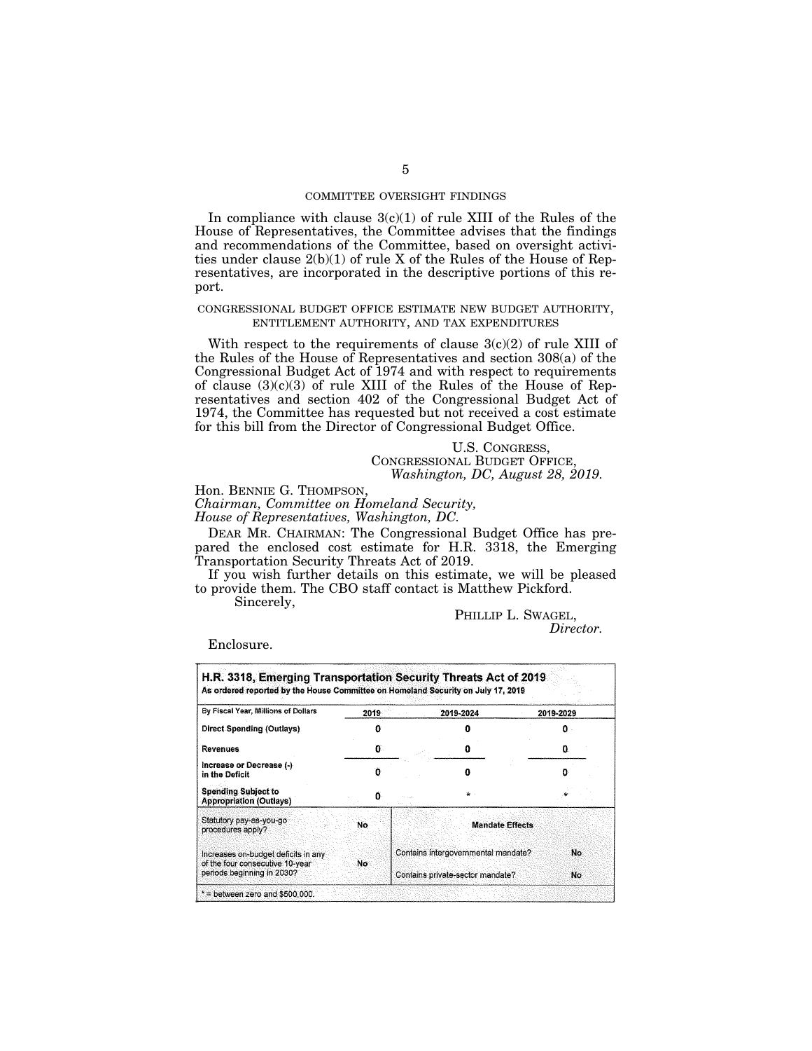## COMMITTEE OVERSIGHT FINDINGS

In compliance with clause 3(c)(1) of rule XIII of the Rules of the House of Representatives, the Committee advises that the findings and recommendations of the Committee, based on oversight activities under clause 2(b)(1) of rule X of the Rules of the House of Representatives, are incorporated in the descriptive portions of this report.

## CONGRESSIONAL BUDGET OFFICE ESTIMATE NEW BUDGET AUTHORITY, ENTITLEMENT AUTHORITY, AND TAX EXPENDITURES

With respect to the requirements of clause 3(c)(2) of rule XIII of the Rules of the House of Representatives and section 308(a) of the Congressional Budget Act of 1974 and with respect to requirements of clause (3)(c)(3) of rule XIII of the Rules of the House of Representatives and section 402 of the Congressional Budget Act of 1974, the Committee has requested but not received a cost estimate for this bill from the Director of Congressional Budget Office.

U.S. CONGRESS,
CONGRESSIONAL BUDGET OFFICE,
*Washington, DC, August 28, 2019.*

Hon. BENNIE G. THOMPSON,
*Chairman, Committee on Homeland Security,*
*House of Representatives, Washington, DC.*

DEAR MR. CHAIRMAN: The Congressional Budget Office has prepared the enclosed cost estimate for H.R. 3318, the Emerging Transportation Security Threats Act of 2019.

If you wish further details on this estimate, we will be pleased to provide them. The CBO staff contact is Matthew Pickford.

Sincerely,

PHILLIP L. SWAGEL,
*Director.*

Enclosure.

**H.R. 3318, Emerging Transportation Security Threats Act of 2019**
**As ordered reported by the House Committee on Homeland Security on July 17, 2019**

| By Fiscal Year, Millions of Dollars | 2019 | 2019-2024 | 2019-2029 |
|---|---|---|---|
| Direct Spending (Outlays) | 0 | 0 | 0 |
| Revenues | 0 | 0 | 0 |
| Increase or Decrease (-) in the Deficit | 0 | 0 | 0 |
| Spending Subject to Appropriation (Outlays) | 0 | * | * |

| Statutory pay-as-you-go procedures apply? | No | Mandate Effects | |
|---|---|---|---|
| Increases on-budget deficits in any of the four consecutive 10-year periods beginning in 2030? | No | Contains intergovernmental mandate? | No |
| | | Contains private-sector mandate? | No |

* = between zero and $500,000.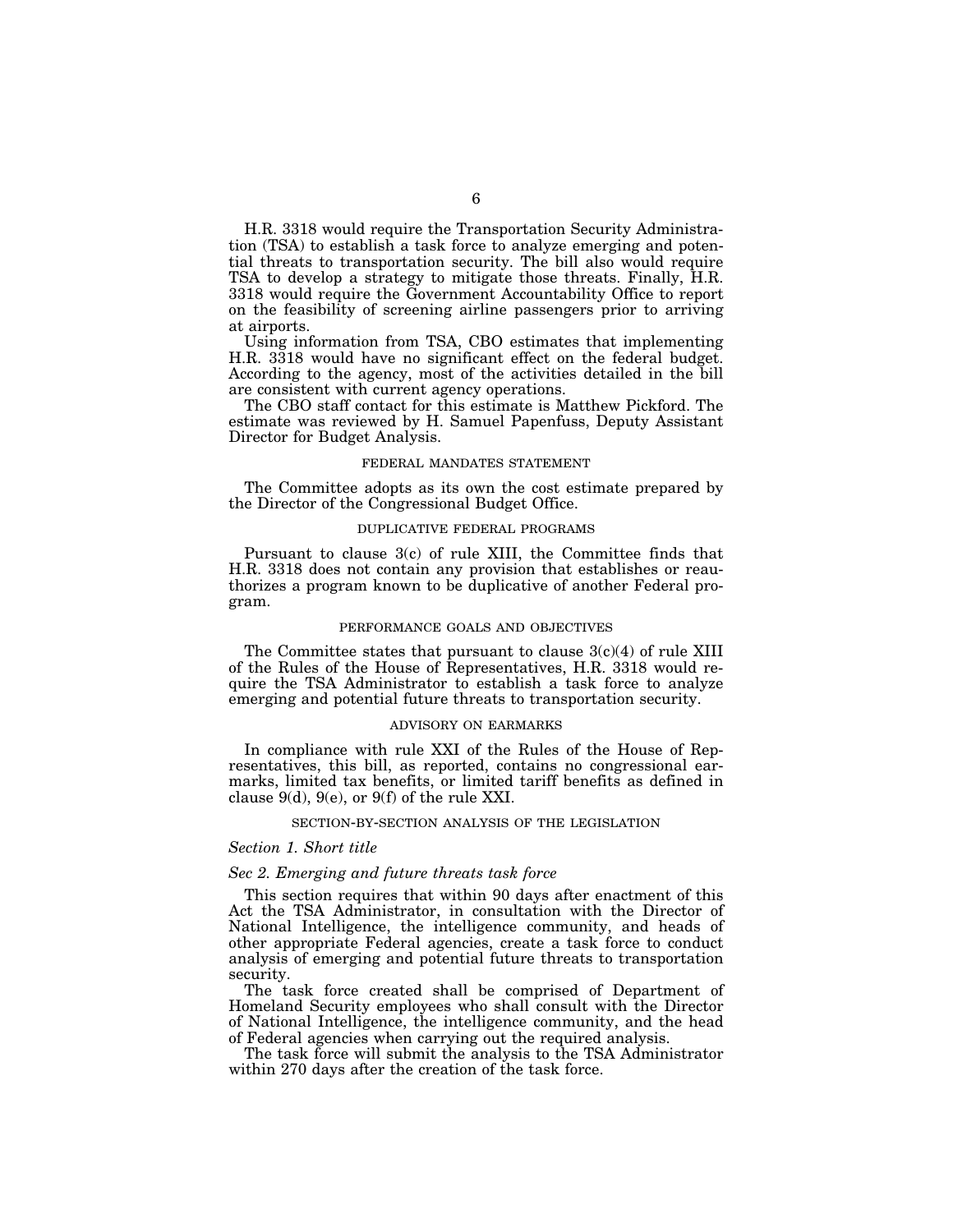H.R. 3318 would require the Transportation Security Administration (TSA) to establish a task force to analyze emerging and potential threats to transportation security. The bill also would require TSA to develop a strategy to mitigate those threats. Finally, H.R. 3318 would require the Government Accountability Office to report on the feasibility of screening airline passengers prior to arriving at airports.

Using information from TSA, CBO estimates that implementing H.R. 3318 would have no significant effect on the federal budget. According to the agency, most of the activities detailed in the bill are consistent with current agency operations.

The CBO staff contact for this estimate is Matthew Pickford. The estimate was reviewed by H. Samuel Papenfuss, Deputy Assistant Director for Budget Analysis.

## FEDERAL MANDATES STATEMENT

The Committee adopts as its own the cost estimate prepared by the Director of the Congressional Budget Office.

## DUPLICATIVE FEDERAL PROGRAMS

Pursuant to clause 3(c) of rule XIII, the Committee finds that H.R. 3318 does not contain any provision that establishes or reauthorizes a program known to be duplicative of another Federal program.

## PERFORMANCE GOALS AND OBJECTIVES

The Committee states that pursuant to clause 3(c)(4) of rule XIII of the Rules of the House of Representatives, H.R. 3318 would require the TSA Administrator to establish a task force to analyze emerging and potential future threats to transportation security.

## ADVISORY ON EARMARKS

In compliance with rule XXI of the Rules of the House of Representatives, this bill, as reported, contains no congressional earmarks, limited tax benefits, or limited tariff benefits as defined in clause 9(d), 9(e), or 9(f) of the rule XXI.

## SECTION-BY-SECTION ANALYSIS OF THE LEGISLATION

### *Section 1. Short title*

### *Sec 2. Emerging and future threats task force*

This section requires that within 90 days after enactment of this Act the TSA Administrator, in consultation with the Director of National Intelligence, the intelligence community, and heads of other appropriate Federal agencies, create a task force to conduct analysis of emerging and potential future threats to transportation security.

The task force created shall be comprised of Department of Homeland Security employees who shall consult with the Director of National Intelligence, the intelligence community, and the head of Federal agencies when carrying out the required analysis.

The task force will submit the analysis to the TSA Administrator within 270 days after the creation of the task force.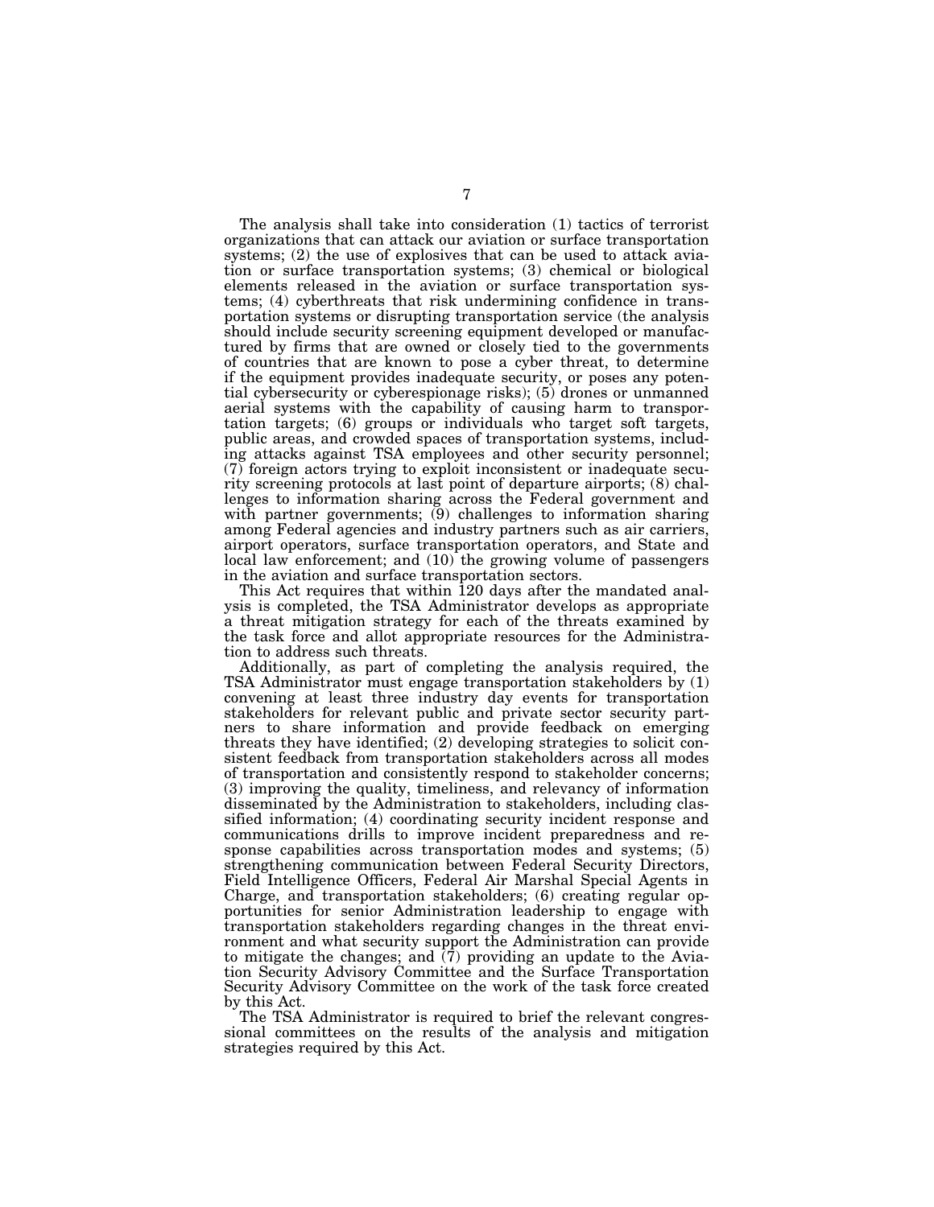The analysis shall take into consideration (1) tactics of terrorist organizations that can attack our aviation or surface transportation systems; (2) the use of explosives that can be used to attack aviation or surface transportation systems; (3) chemical or biological elements released in the aviation or surface transportation systems; (4) cyberthreats that risk undermining confidence in transportation systems or disrupting transportation service (the analysis should include security screening equipment developed or manufactured by firms that are owned or closely tied to the governments of countries that are known to pose a cyber threat, to determine if the equipment provides inadequate security, or poses any potential cybersecurity or cyberespionage risks); (5) drones or unmanned aerial systems with the capability of causing harm to transportation targets; (6) groups or individuals who target soft targets, public areas, and crowded spaces of transportation systems, including attacks against TSA employees and other security personnel; (7) foreign actors trying to exploit inconsistent or inadequate security screening protocols at last point of departure airports; (8) challenges to information sharing across the Federal government and with partner governments; (9) challenges to information sharing among Federal agencies and industry partners such as air carriers, airport operators, surface transportation operators, and State and local law enforcement; and (10) the growing volume of passengers in the aviation and surface transportation sectors.

This Act requires that within 120 days after the mandated analysis is completed, the TSA Administrator develops as appropriate a threat mitigation strategy for each of the threats examined by the task force and allot appropriate resources for the Administration to address such threats.

Additionally, as part of completing the analysis required, the TSA Administrator must engage transportation stakeholders by (1) convening at least three industry day events for transportation stakeholders for relevant public and private sector security partners to share information and provide feedback on emerging threats they have identified; (2) developing strategies to solicit consistent feedback from transportation stakeholders across all modes of transportation and consistently respond to stakeholder concerns; (3) improving the quality, timeliness, and relevancy of information disseminated by the Administration to stakeholders, including classified information; (4) coordinating security incident response and communications drills to improve incident preparedness and response capabilities across transportation modes and systems; (5) strengthening communication between Federal Security Directors, Field Intelligence Officers, Federal Air Marshal Special Agents in Charge, and transportation stakeholders; (6) creating regular opportunities for senior Administration leadership to engage with transportation stakeholders regarding changes in the threat environment and what security support the Administration can provide to mitigate the changes; and (7) providing an update to the Aviation Security Advisory Committee and the Surface Transportation Security Advisory Committee on the work of the task force created by this Act.

The TSA Administrator is required to brief the relevant congressional committees on the results of the analysis and mitigation strategies required by this Act.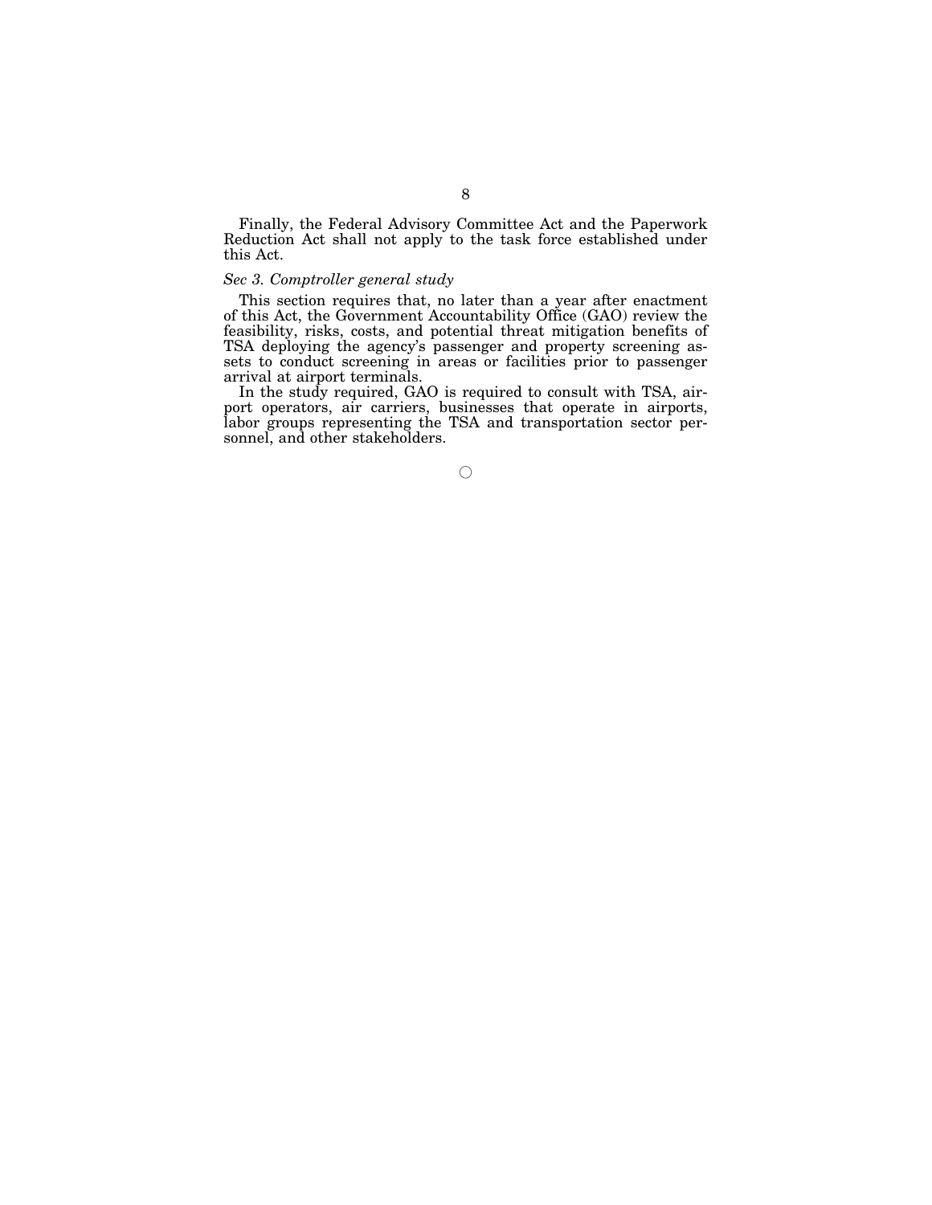Finally, the Federal Advisory Committee Act and the Paperwork Reduction Act shall not apply to the task force established under this Act.

*Sec 3. Comptroller general study*

This section requires that, no later than a year after enactment of this Act, the Government Accountability Office (GAO) review the feasibility, risks, costs, and potential threat mitigation benefits of TSA deploying the agency's passenger and property screening assets to conduct screening in areas or facilities prior to passenger arrival at airport terminals.

In the study required, GAO is required to consult with TSA, airport operators, air carriers, businesses that operate in airports, labor groups representing the TSA and transportation sector personnel, and other stakeholders.

○